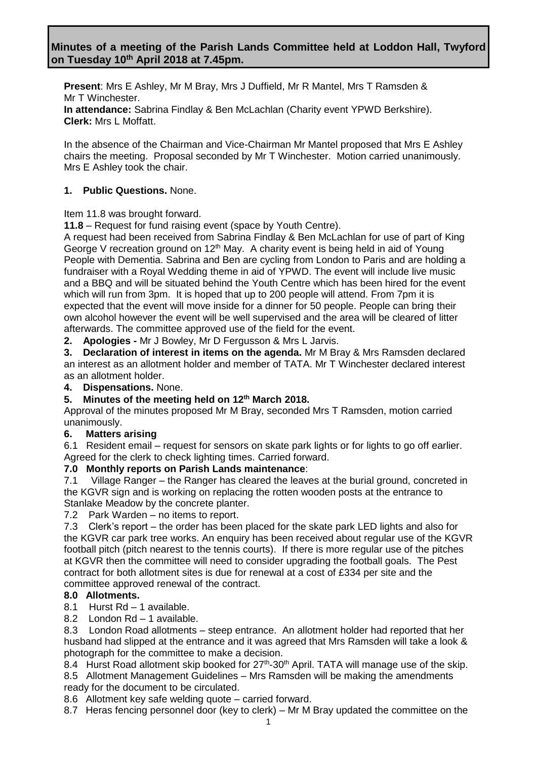# Minutes of a meeting of the Parish Lands Committee held at Loddon Hall, Twyford on Tuesday 10th April 2018 at 7.45pm.

**Present**: Mrs E Ashley, Mr M Bray, Mrs J Duffield, Mr R Mantel, Mrs T Ramsden & Mr T Winchester.
**In attendance:** Sabrina Findlay & Ben McLachlan (Charity event YPWD Berkshire).
**Clerk:** Mrs L Moffatt.

In the absence of the Chairman and Vice-Chairman Mr Mantel proposed that Mrs E Ashley chairs the meeting. Proposal seconded by Mr T Winchester. Motion carried unanimously. Mrs E Ashley took the chair.

**1. Public Questions.** None.

Item 11.8 was brought forward.

**11.8** – Request for fund raising event (space by Youth Centre).
A request had been received from Sabrina Findlay & Ben McLachlan for use of part of King George V recreation ground on 12th May. A charity event is being held in aid of Young People with Dementia. Sabrina and Ben are cycling from London to Paris and are holding a fundraiser with a Royal Wedding theme in aid of YPWD. The event will include live music and a BBQ and will be situated behind the Youth Centre which has been hired for the event which will run from 3pm. It is hoped that up to 200 people will attend. From 7pm it is expected that the event will move inside for a dinner for 50 people. People can bring their own alcohol however the event will be well supervised and the area will be cleared of litter afterwards. The committee approved use of the field for the event.

**2. Apologies -** Mr J Bowley, Mr D Fergusson & Mrs L Jarvis.

**3. Declaration of interest in items on the agenda.** Mr M Bray & Mrs Ramsden declared an interest as an allotment holder and member of TATA. Mr T Winchester declared interest as an allotment holder.

**4. Dispensations.** None.

**5. Minutes of the meeting held on 12th March 2018.**
Approval of the minutes proposed Mr M Bray, seconded Mrs T Ramsden, motion carried unanimously.

**6. Matters arising**

6.1 Resident email – request for sensors on skate park lights or for lights to go off earlier. Agreed for the clerk to check lighting times. Carried forward.

**7.0 Monthly reports on Parish Lands maintenance**:

7.1 Village Ranger – the Ranger has cleared the leaves at the burial ground, concreted in the KGVR sign and is working on replacing the rotten wooden posts at the entrance to Stanlake Meadow by the concrete planter.

7.2 Park Warden – no items to report.

7.3 Clerk's report – the order has been placed for the skate park LED lights and also for the KGVR car park tree works. An enquiry has been received about regular use of the KGVR football pitch (pitch nearest to the tennis courts). If there is more regular use of the pitches at KGVR then the committee will need to consider upgrading the football goals. The Pest contract for both allotment sites is due for renewal at a cost of £334 per site and the committee approved renewal of the contract.

**8.0 Allotments.**

8.1 Hurst Rd – 1 available.

8.2 London Rd – 1 available.

8.3 London Road allotments – steep entrance. An allotment holder had reported that her husband had slipped at the entrance and it was agreed that Mrs Ramsden will take a look & photograph for the committee to make a decision.

8.4 Hurst Road allotment skip booked for 27th-30th April. TATA will manage use of the skip.

8.5 Allotment Management Guidelines – Mrs Ramsden will be making the amendments ready for the document to be circulated.

8.6 Allotment key safe welding quote – carried forward.

8.7 Heras fencing personnel door (key to clerk) – Mr M Bray updated the committee on the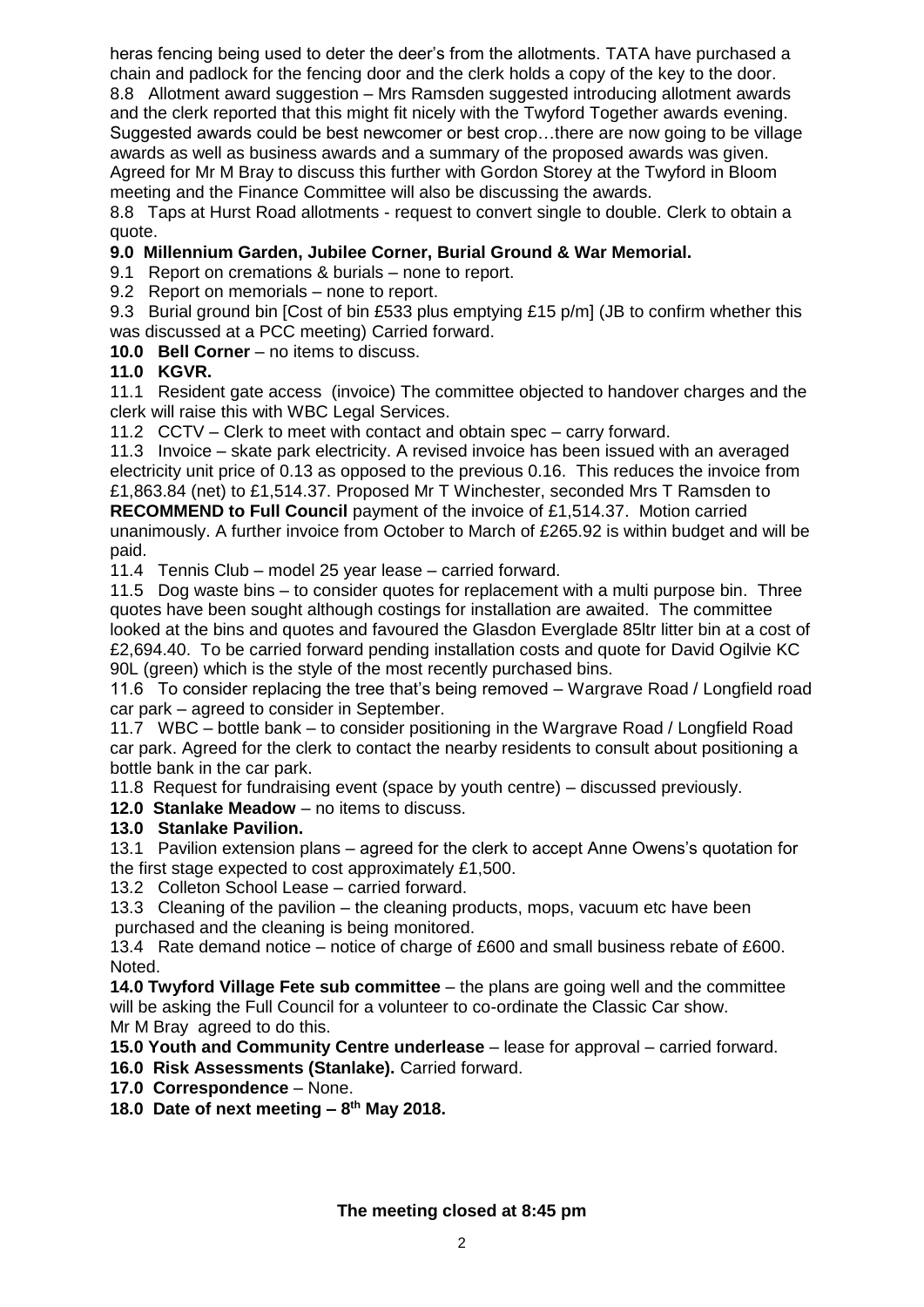heras fencing being used to deter the deer's from the allotments. TATA have purchased a chain and padlock for the fencing door and the clerk holds a copy of the key to the door.

8.8 Allotment award suggestion – Mrs Ramsden suggested introducing allotment awards and the clerk reported that this might fit nicely with the Twyford Together awards evening. Suggested awards could be best newcomer or best crop…there are now going to be village awards as well as business awards and a summary of the proposed awards was given. Agreed for Mr M Bray to discuss this further with Gordon Storey at the Twyford in Bloom meeting and the Finance Committee will also be discussing the awards.

8.8 Taps at Hurst Road allotments - request to convert single to double. Clerk to obtain a quote.

**9.0 Millennium Garden, Jubilee Corner, Burial Ground & War Memorial.**

9.1 Report on cremations & burials – none to report.

9.2 Report on memorials – none to report.

9.3 Burial ground bin [Cost of bin £533 plus emptying £15 p/m] (JB to confirm whether this was discussed at a PCC meeting) Carried forward.

**10.0 Bell Corner** – no items to discuss.

**11.0 KGVR.**

11.1 Resident gate access (invoice) The committee objected to handover charges and the clerk will raise this with WBC Legal Services.

11.2 CCTV – Clerk to meet with contact and obtain spec – carry forward.

11.3 Invoice – skate park electricity. A revised invoice has been issued with an averaged electricity unit price of 0.13 as opposed to the previous 0.16. This reduces the invoice from £1,863.84 (net) to £1,514.37. Proposed Mr T Winchester, seconded Mrs T Ramsden to **RECOMMEND to Full Council** payment of the invoice of £1,514.37. Motion carried unanimously. A further invoice from October to March of £265.92 is within budget and will be paid.

11.4 Tennis Club – model 25 year lease – carried forward.

11.5 Dog waste bins – to consider quotes for replacement with a multi purpose bin. Three quotes have been sought although costings for installation are awaited. The committee looked at the bins and quotes and favoured the Glasdon Everglade 85ltr litter bin at a cost of £2,694.40. To be carried forward pending installation costs and quote for David Ogilvie KC 90L (green) which is the style of the most recently purchased bins.

11.6 To consider replacing the tree that's being removed – Wargrave Road / Longfield road car park – agreed to consider in September.

11.7 WBC – bottle bank – to consider positioning in the Wargrave Road / Longfield Road car park. Agreed for the clerk to contact the nearby residents to consult about positioning a bottle bank in the car park.

11.8 Request for fundraising event (space by youth centre) – discussed previously.

**12.0 Stanlake Meadow** – no items to discuss.

**13.0 Stanlake Pavilion.**

13.1 Pavilion extension plans – agreed for the clerk to accept Anne Owens's quotation for the first stage expected to cost approximately £1,500.

13.2 Colleton School Lease – carried forward.

13.3 Cleaning of the pavilion – the cleaning products, mops, vacuum etc have been purchased and the cleaning is being monitored.

13.4 Rate demand notice – notice of charge of £600 and small business rebate of £600. Noted.

**14.0 Twyford Village Fete sub committee** – the plans are going well and the committee will be asking the Full Council for a volunteer to co-ordinate the Classic Car show. Mr M Bray agreed to do this.

**15.0 Youth and Community Centre underlease** – lease for approval – carried forward.

**16.0 Risk Assessments (Stanlake).** Carried forward.

**17.0 Correspondence** – None.

**18.0 Date of next meeting – 8th May 2018.**

**The meeting closed at 8:45 pm**